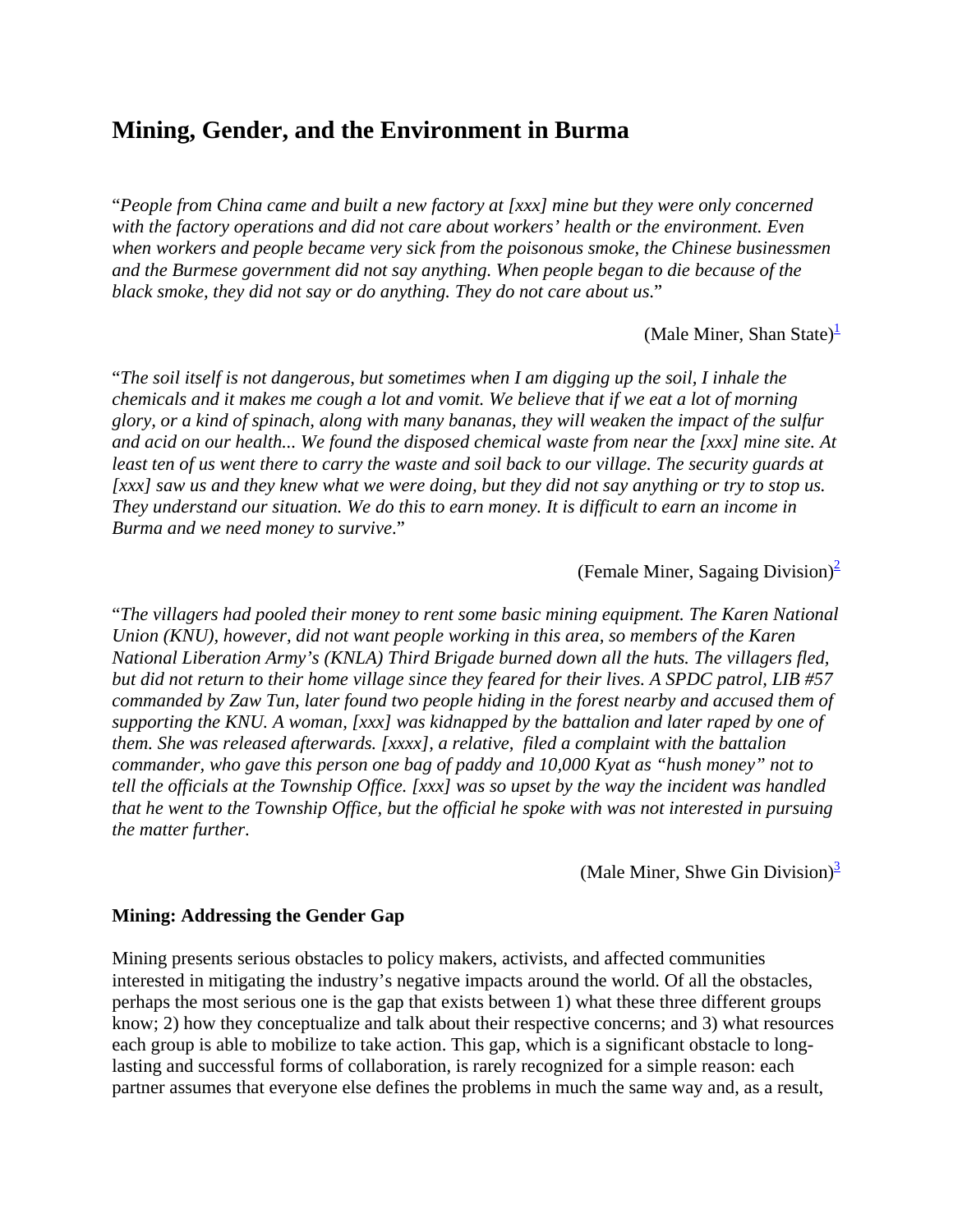# Mining, Gender, and the Environment in Burma

"*People from China came and built a new factory at [xxx] mine but they were only concerned with the factory operations and did not care about workers' health or the environment. Even when workers and people became very sick from the poisonous smoke, the Chinese businessmen and the Burmese government did not say anything. When people began to die because of the black smoke, they did not say or do anything. They do not care about us.*"

(Male Miner, Shan State)[1]

"*The soil itself is not dangerous, but sometimes when I am digging up the soil, I inhale the chemicals and it makes me cough a lot and vomit. We believe that if we eat a lot of morning glory, or a kind of spinach, along with many bananas, they will weaken the impact of the sulfur and acid on our health... We found the disposed chemical waste from near the [xxx] mine site. At least ten of us went there to carry the waste and soil back to our village. The security guards at [xxx] saw us and they knew what we were doing, but they did not say anything or try to stop us. They understand our situation. We do this to earn money. It is difficult to earn an income in Burma and we need money to survive.*"

(Female Miner, Sagaing Division)[2]

"*The villagers had pooled their money to rent some basic mining equipment. The Karen National Union (KNU), however, did not want people working in this area, so members of the Karen National Liberation Army's (KNLA) Third Brigade burned down all the huts. The villagers fled, but did not return to their home village since they feared for their lives. A SPDC patrol, LIB #57 commanded by Zaw Tun, later found two people hiding in the forest nearby and accused them of supporting the KNU. A woman, [xxx] was kidnapped by the battalion and later raped by one of them. She was released afterwards. [xxxx], a relative, filed a complaint with the battalion commander, who gave this person one bag of paddy and 10,000 Kyat as "hush money" not to tell the officials at the Township Office. [xxx] was so upset by the way the incident was handled that he went to the Township Office, but the official he spoke with was not interested in pursuing the matter further*.

(Male Miner, Shwe Gin Division)[3]

### Mining: Addressing the Gender Gap

Mining presents serious obstacles to policy makers, activists, and affected communities interested in mitigating the industry's negative impacts around the world. Of all the obstacles, perhaps the most serious one is the gap that exists between 1) what these three different groups know; 2) how they conceptualize and talk about their respective concerns; and 3) what resources each group is able to mobilize to take action. This gap, which is a significant obstacle to long-lasting and successful forms of collaboration, is rarely recognized for a simple reason: each partner assumes that everyone else defines the problems in much the same way and, as a result,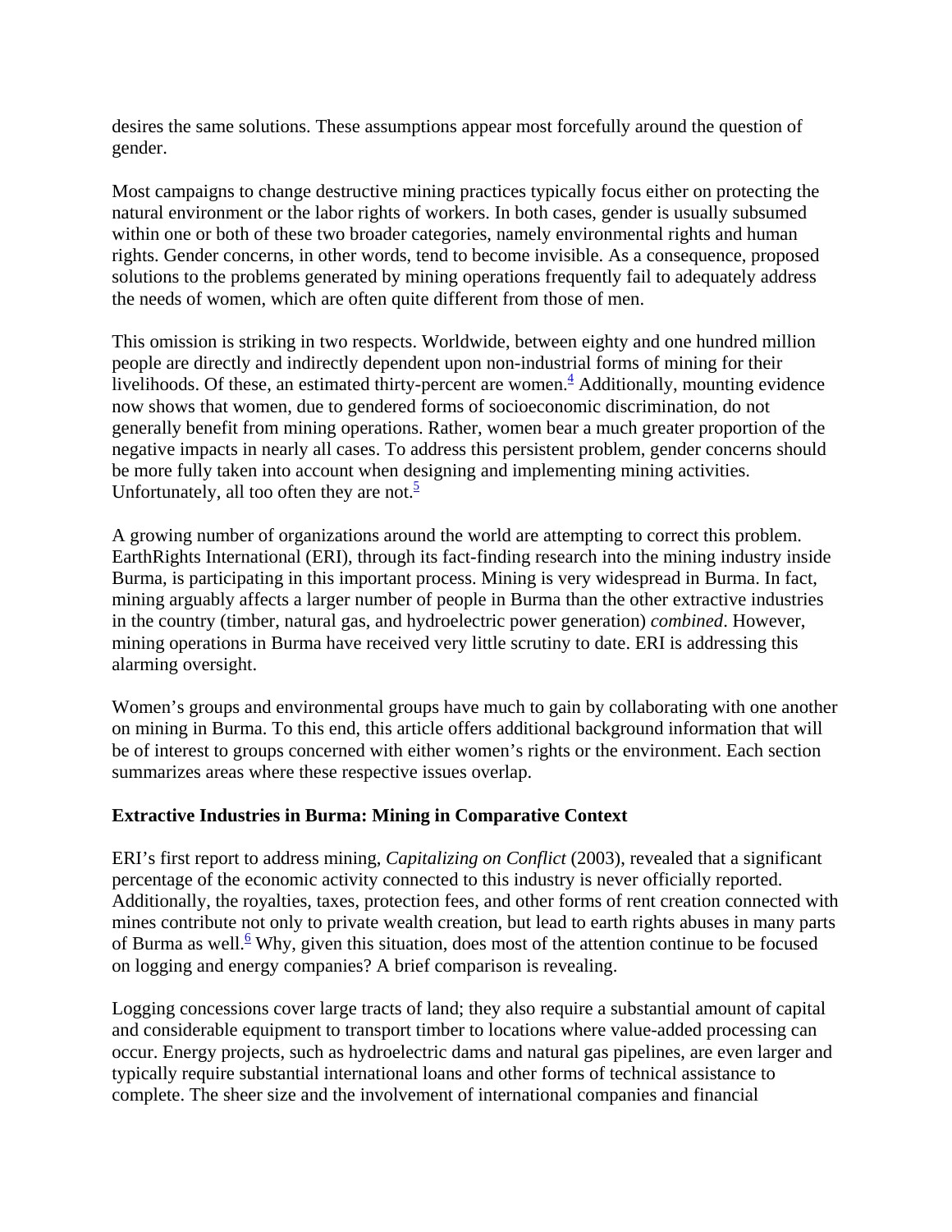desires the same solutions. These assumptions appear most forcefully around the question of gender.

Most campaigns to change destructive mining practices typically focus either on protecting the natural environment or the labor rights of workers. In both cases, gender is usually subsumed within one or both of these two broader categories, namely environmental rights and human rights. Gender concerns, in other words, tend to become invisible. As a consequence, proposed solutions to the problems generated by mining operations frequently fail to adequately address the needs of women, which are often quite different from those of men.

This omission is striking in two respects. Worldwide, between eighty and one hundred million people are directly and indirectly dependent upon non-industrial forms of mining for their livelihoods. Of these, an estimated thirty-percent are women.[4] Additionally, mounting evidence now shows that women, due to gendered forms of socioeconomic discrimination, do not generally benefit from mining operations. Rather, women bear a much greater proportion of the negative impacts in nearly all cases. To address this persistent problem, gender concerns should be more fully taken into account when designing and implementing mining activities. Unfortunately, all too often they are not.[5]

A growing number of organizations around the world are attempting to correct this problem. EarthRights International (ERI), through its fact-finding research into the mining industry inside Burma, is participating in this important process. Mining is very widespread in Burma. In fact, mining arguably affects a larger number of people in Burma than the other extractive industries in the country (timber, natural gas, and hydroelectric power generation) *combined*. However, mining operations in Burma have received very little scrutiny to date. ERI is addressing this alarming oversight.

Women's groups and environmental groups have much to gain by collaborating with one another on mining in Burma. To this end, this article offers additional background information that will be of interest to groups concerned with either women's rights or the environment. Each section summarizes areas where these respective issues overlap.

**Extractive Industries in Burma: Mining in Comparative Context**

ERI's first report to address mining, *Capitalizing on Conflict* (2003), revealed that a significant percentage of the economic activity connected to this industry is never officially reported. Additionally, the royalties, taxes, protection fees, and other forms of rent creation connected with mines contribute not only to private wealth creation, but lead to earth rights abuses in many parts of Burma as well.[6] Why, given this situation, does most of the attention continue to be focused on logging and energy companies? A brief comparison is revealing.

Logging concessions cover large tracts of land; they also require a substantial amount of capital and considerable equipment to transport timber to locations where value-added processing can occur. Energy projects, such as hydroelectric dams and natural gas pipelines, are even larger and typically require substantial international loans and other forms of technical assistance to complete. The sheer size and the involvement of international companies and financial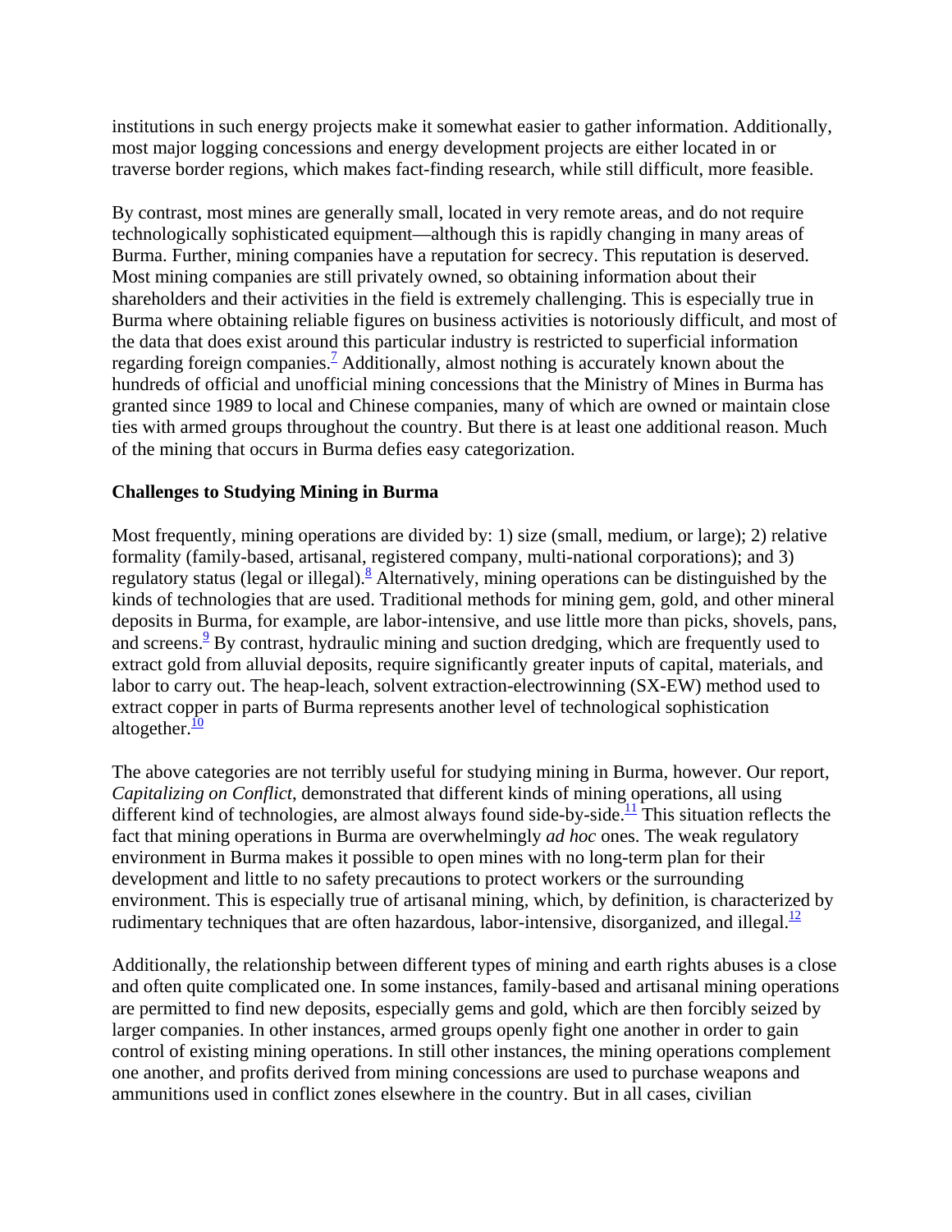institutions in such energy projects make it somewhat easier to gather information. Additionally, most major logging concessions and energy development projects are either located in or traverse border regions, which makes fact-finding research, while still difficult, more feasible.

By contrast, most mines are generally small, located in very remote areas, and do not require technologically sophisticated equipment—although this is rapidly changing in many areas of Burma. Further, mining companies have a reputation for secrecy. This reputation is deserved. Most mining companies are still privately owned, so obtaining information about their shareholders and their activities in the field is extremely challenging. This is especially true in Burma where obtaining reliable figures on business activities is notoriously difficult, and most of the data that does exist around this particular industry is restricted to superficial information regarding foreign companies.[7] Additionally, almost nothing is accurately known about the hundreds of official and unofficial mining concessions that the Ministry of Mines in Burma has granted since 1989 to local and Chinese companies, many of which are owned or maintain close ties with armed groups throughout the country. But there is at least one additional reason. Much of the mining that occurs in Burma defies easy categorization.

**Challenges to Studying Mining in Burma**

Most frequently, mining operations are divided by: 1) size (small, medium, or large); 2) relative formality (family-based, artisanal, registered company, multi-national corporations); and 3) regulatory status (legal or illegal).[8] Alternatively, mining operations can be distinguished by the kinds of technologies that are used. Traditional methods for mining gem, gold, and other mineral deposits in Burma, for example, are labor-intensive, and use little more than picks, shovels, pans, and screens.[9] By contrast, hydraulic mining and suction dredging, which are frequently used to extract gold from alluvial deposits, require significantly greater inputs of capital, materials, and labor to carry out. The heap-leach, solvent extraction-electrowinning (SX-EW) method used to extract copper in parts of Burma represents another level of technological sophistication altogether.[10]

The above categories are not terribly useful for studying mining in Burma, however. Our report, *Capitalizing on Conflict*, demonstrated that different kinds of mining operations, all using different kind of technologies, are almost always found side-by-side.[11] This situation reflects the fact that mining operations in Burma are overwhelmingly *ad hoc* ones. The weak regulatory environment in Burma makes it possible to open mines with no long-term plan for their development and little to no safety precautions to protect workers or the surrounding environment. This is especially true of artisanal mining, which, by definition, is characterized by rudimentary techniques that are often hazardous, labor-intensive, disorganized, and illegal.[12]

Additionally, the relationship between different types of mining and earth rights abuses is a close and often quite complicated one. In some instances, family-based and artisanal mining operations are permitted to find new deposits, especially gems and gold, which are then forcibly seized by larger companies. In other instances, armed groups openly fight one another in order to gain control of existing mining operations. In still other instances, the mining operations complement one another, and profits derived from mining concessions are used to purchase weapons and ammunitions used in conflict zones elsewhere in the country. But in all cases, civilian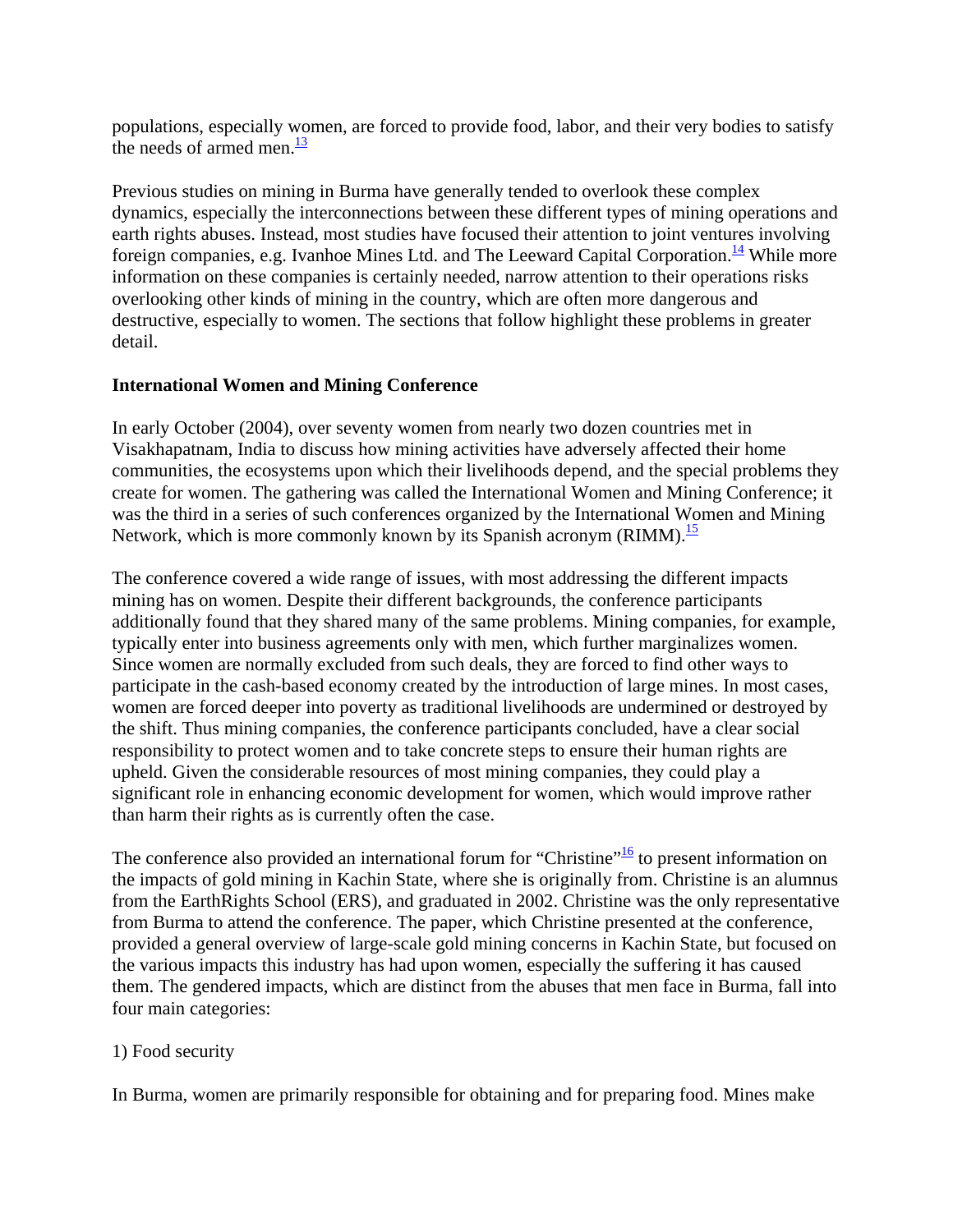populations, especially women, are forced to provide food, labor, and their very bodies to satisfy the needs of armed men.[13]

Previous studies on mining in Burma have generally tended to overlook these complex dynamics, especially the interconnections between these different types of mining operations and earth rights abuses. Instead, most studies have focused their attention to joint ventures involving foreign companies, e.g. Ivanhoe Mines Ltd. and The Leeward Capital Corporation.[14] While more information on these companies is certainly needed, narrow attention to their operations risks overlooking other kinds of mining in the country, which are often more dangerous and destructive, especially to women. The sections that follow highlight these problems in greater detail.

**International Women and Mining Conference**

In early October (2004), over seventy women from nearly two dozen countries met in Visakhapatnam, India to discuss how mining activities have adversely affected their home communities, the ecosystems upon which their livelihoods depend, and the special problems they create for women. The gathering was called the International Women and Mining Conference; it was the third in a series of such conferences organized by the International Women and Mining Network, which is more commonly known by its Spanish acronym (RIMM).[15]

The conference covered a wide range of issues, with most addressing the different impacts mining has on women. Despite their different backgrounds, the conference participants additionally found that they shared many of the same problems. Mining companies, for example, typically enter into business agreements only with men, which further marginalizes women. Since women are normally excluded from such deals, they are forced to find other ways to participate in the cash-based economy created by the introduction of large mines. In most cases, women are forced deeper into poverty as traditional livelihoods are undermined or destroyed by the shift. Thus mining companies, the conference participants concluded, have a clear social responsibility to protect women and to take concrete steps to ensure their human rights are upheld. Given the considerable resources of most mining companies, they could play a significant role in enhancing economic development for women, which would improve rather than harm their rights as is currently often the case.

The conference also provided an international forum for "Christine"[16] to present information on the impacts of gold mining in Kachin State, where she is originally from. Christine is an alumnus from the EarthRights School (ERS), and graduated in 2002. Christine was the only representative from Burma to attend the conference. The paper, which Christine presented at the conference, provided a general overview of large-scale gold mining concerns in Kachin State, but focused on the various impacts this industry has had upon women, especially the suffering it has caused them. The gendered impacts, which are distinct from the abuses that men face in Burma, fall into four main categories:

1) Food security

In Burma, women are primarily responsible for obtaining and for preparing food. Mines make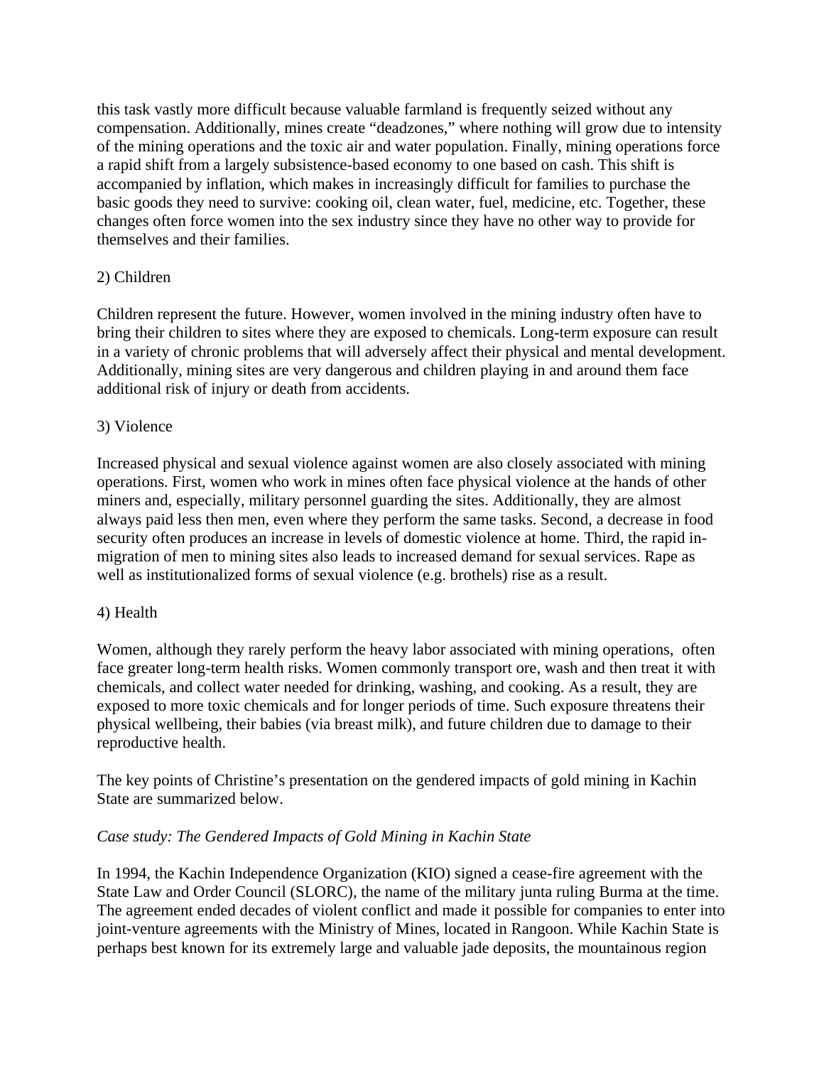this task vastly more difficult because valuable farmland is frequently seized without any compensation. Additionally, mines create "deadzones," where nothing will grow due to intensity of the mining operations and the toxic air and water population. Finally, mining operations force a rapid shift from a largely subsistence-based economy to one based on cash. This shift is accompanied by inflation, which makes in increasingly difficult for families to purchase the basic goods they need to survive: cooking oil, clean water, fuel, medicine, etc. Together, these changes often force women into the sex industry since they have no other way to provide for themselves and their families.

2) Children

Children represent the future. However, women involved in the mining industry often have to bring their children to sites where they are exposed to chemicals. Long-term exposure can result in a variety of chronic problems that will adversely affect their physical and mental development. Additionally, mining sites are very dangerous and children playing in and around them face additional risk of injury or death from accidents.

3) Violence

Increased physical and sexual violence against women are also closely associated with mining operations. First, women who work in mines often face physical violence at the hands of other miners and, especially, military personnel guarding the sites. Additionally, they are almost always paid less then men, even where they perform the same tasks. Second, a decrease in food security often produces an increase in levels of domestic violence at home. Third, the rapid in-migration of men to mining sites also leads to increased demand for sexual services. Rape as well as institutionalized forms of sexual violence (e.g. brothels) rise as a result.

4) Health

Women, although they rarely perform the heavy labor associated with mining operations, often face greater long-term health risks. Women commonly transport ore, wash and then treat it with chemicals, and collect water needed for drinking, washing, and cooking. As a result, they are exposed to more toxic chemicals and for longer periods of time. Such exposure threatens their physical wellbeing, their babies (via breast milk), and future children due to damage to their reproductive health.

The key points of Christine's presentation on the gendered impacts of gold mining in Kachin State are summarized below.

*Case study: The Gendered Impacts of Gold Mining in Kachin State*

In 1994, the Kachin Independence Organization (KIO) signed a cease-fire agreement with the State Law and Order Council (SLORC), the name of the military junta ruling Burma at the time. The agreement ended decades of violent conflict and made it possible for companies to enter into joint-venture agreements with the Ministry of Mines, located in Rangoon. While Kachin State is perhaps best known for its extremely large and valuable jade deposits, the mountainous region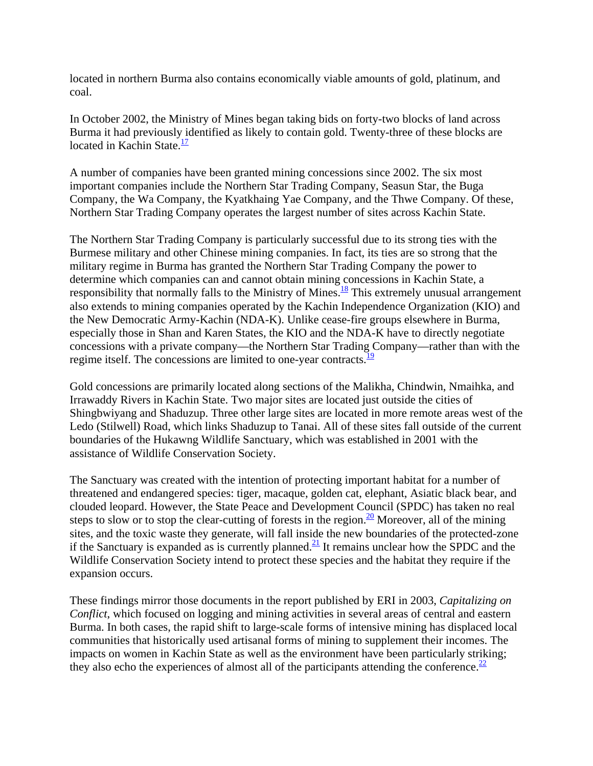located in northern Burma also contains economically viable amounts of gold, platinum, and coal.

In October 2002, the Ministry of Mines began taking bids on forty-two blocks of land across Burma it had previously identified as likely to contain gold. Twenty-three of these blocks are located in Kachin State.[17]

A number of companies have been granted mining concessions since 2002. The six most important companies include the Northern Star Trading Company, Seasun Star, the Buga Company, the Wa Company, the Kyatkhaing Yae Company, and the Thwe Company. Of these, Northern Star Trading Company operates the largest number of sites across Kachin State.

The Northern Star Trading Company is particularly successful due to its strong ties with the Burmese military and other Chinese mining companies. In fact, its ties are so strong that the military regime in Burma has granted the Northern Star Trading Company the power to determine which companies can and cannot obtain mining concessions in Kachin State, a responsibility that normally falls to the Ministry of Mines.[18] This extremely unusual arrangement also extends to mining companies operated by the Kachin Independence Organization (KIO) and the New Democratic Army-Kachin (NDA-K). Unlike cease-fire groups elsewhere in Burma, especially those in Shan and Karen States, the KIO and the NDA-K have to directly negotiate concessions with a private company—the Northern Star Trading Company—rather than with the regime itself. The concessions are limited to one-year contracts.[19]

Gold concessions are primarily located along sections of the Malikha, Chindwin, Nmaihka, and Irrawaddy Rivers in Kachin State. Two major sites are located just outside the cities of Shingbwiyang and Shaduzup. Three other large sites are located in more remote areas west of the Ledo (Stilwell) Road, which links Shaduzup to Tanai. All of these sites fall outside of the current boundaries of the Hukawng Wildlife Sanctuary, which was established in 2001 with the assistance of Wildlife Conservation Society.

The Sanctuary was created with the intention of protecting important habitat for a number of threatened and endangered species: tiger, macaque, golden cat, elephant, Asiatic black bear, and clouded leopard. However, the State Peace and Development Council (SPDC) has taken no real steps to slow or to stop the clear-cutting of forests in the region.[20] Moreover, all of the mining sites, and the toxic waste they generate, will fall inside the new boundaries of the protected-zone if the Sanctuary is expanded as is currently planned.[21] It remains unclear how the SPDC and the Wildlife Conservation Society intend to protect these species and the habitat they require if the expansion occurs.

These findings mirror those documents in the report published by ERI in 2003, *Capitalizing on Conflict*, which focused on logging and mining activities in several areas of central and eastern Burma. In both cases, the rapid shift to large-scale forms of intensive mining has displaced local communities that historically used artisanal forms of mining to supplement their incomes. The impacts on women in Kachin State as well as the environment have been particularly striking; they also echo the experiences of almost all of the participants attending the conference.[22]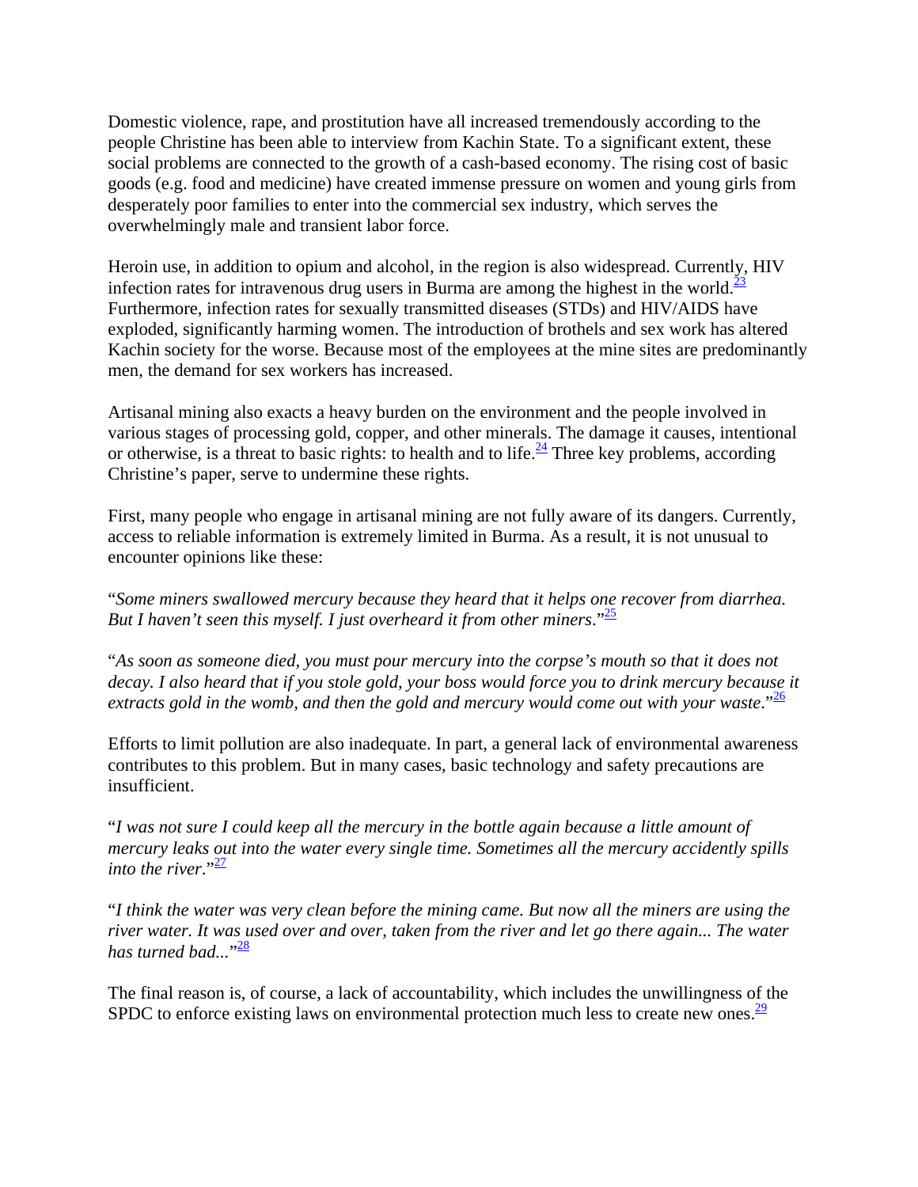Domestic violence, rape, and prostitution have all increased tremendously according to the people Christine has been able to interview from Kachin State. To a significant extent, these social problems are connected to the growth of a cash-based economy. The rising cost of basic goods (e.g. food and medicine) have created immense pressure on women and young girls from desperately poor families to enter into the commercial sex industry, which serves the overwhelmingly male and transient labor force.

Heroin use, in addition to opium and alcohol, in the region is also widespread. Currently, HIV infection rates for intravenous drug users in Burma are among the highest in the world.[23] Furthermore, infection rates for sexually transmitted diseases (STDs) and HIV/AIDS have exploded, significantly harming women. The introduction of brothels and sex work has altered Kachin society for the worse. Because most of the employees at the mine sites are predominantly men, the demand for sex workers has increased.

Artisanal mining also exacts a heavy burden on the environment and the people involved in various stages of processing gold, copper, and other minerals. The damage it causes, intentional or otherwise, is a threat to basic rights: to health and to life.[24] Three key problems, according Christine's paper, serve to undermine these rights.

First, many people who engage in artisanal mining are not fully aware of its dangers. Currently, access to reliable information is extremely limited in Burma. As a result, it is not unusual to encounter opinions like these:

"*Some miners swallowed mercury because they heard that it helps one recover from diarrhea. But I haven't seen this myself. I just overheard it from other miners*."[25]

"*As soon as someone died, you must pour mercury into the corpse's mouth so that it does not decay. I also heard that if you stole gold, your boss would force you to drink mercury because it extracts gold in the womb, and then the gold and mercury would come out with your waste.*"[26]

Efforts to limit pollution are also inadequate. In part, a general lack of environmental awareness contributes to this problem. But in many cases, basic technology and safety precautions are insufficient.

"*I was not sure I could keep all the mercury in the bottle again because a little amount of mercury leaks out into the water every single time. Sometimes all the mercury accidently spills into the river*."[27]

"*I think the water was very clean before the mining came. But now all the miners are using the river water. It was used over and over, taken from the river and let go there again... The water has turned bad...*"[28]

The final reason is, of course, a lack of accountability, which includes the unwillingness of the SPDC to enforce existing laws on environmental protection much less to create new ones.[29]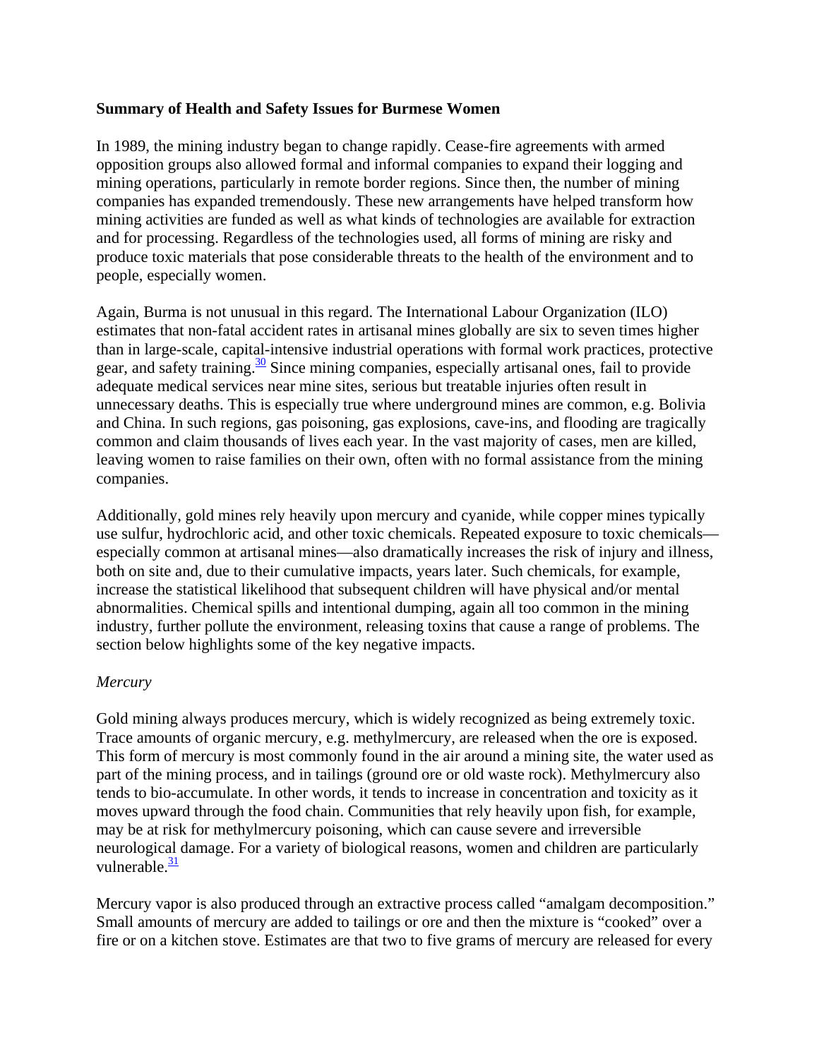**Summary of Health and Safety Issues for Burmese Women**

In 1989, the mining industry began to change rapidly. Cease-fire agreements with armed opposition groups also allowed formal and informal companies to expand their logging and mining operations, particularly in remote border regions. Since then, the number of mining companies has expanded tremendously. These new arrangements have helped transform how mining activities are funded as well as what kinds of technologies are available for extraction and for processing. Regardless of the technologies used, all forms of mining are risky and produce toxic materials that pose considerable threats to the health of the environment and to people, especially women.

Again, Burma is not unusual in this regard. The International Labour Organization (ILO) estimates that non-fatal accident rates in artisanal mines globally are six to seven times higher than in large-scale, capital-intensive industrial operations with formal work practices, protective gear, and safety training.[30] Since mining companies, especially artisanal ones, fail to provide adequate medical services near mine sites, serious but treatable injuries often result in unnecessary deaths. This is especially true where underground mines are common, e.g. Bolivia and China. In such regions, gas poisoning, gas explosions, cave-ins, and flooding are tragically common and claim thousands of lives each year. In the vast majority of cases, men are killed, leaving women to raise families on their own, often with no formal assistance from the mining companies.

Additionally, gold mines rely heavily upon mercury and cyanide, while copper mines typically use sulfur, hydrochloric acid, and other toxic chemicals. Repeated exposure to toxic chemicals—especially common at artisanal mines—also dramatically increases the risk of injury and illness, both on site and, due to their cumulative impacts, years later. Such chemicals, for example, increase the statistical likelihood that subsequent children will have physical and/or mental abnormalities. Chemical spills and intentional dumping, again all too common in the mining industry, further pollute the environment, releasing toxins that cause a range of problems. The section below highlights some of the key negative impacts.

*Mercury*

Gold mining always produces mercury, which is widely recognized as being extremely toxic. Trace amounts of organic mercury, e.g. methylmercury, are released when the ore is exposed. This form of mercury is most commonly found in the air around a mining site, the water used as part of the mining process, and in tailings (ground ore or old waste rock). Methylmercury also tends to bio-accumulate. In other words, it tends to increase in concentration and toxicity as it moves upward through the food chain. Communities that rely heavily upon fish, for example, may be at risk for methylmercury poisoning, which can cause severe and irreversible neurological damage. For a variety of biological reasons, women and children are particularly vulnerable.[31]

Mercury vapor is also produced through an extractive process called "amalgam decomposition." Small amounts of mercury are added to tailings or ore and then the mixture is "cooked" over a fire or on a kitchen stove. Estimates are that two to five grams of mercury are released for every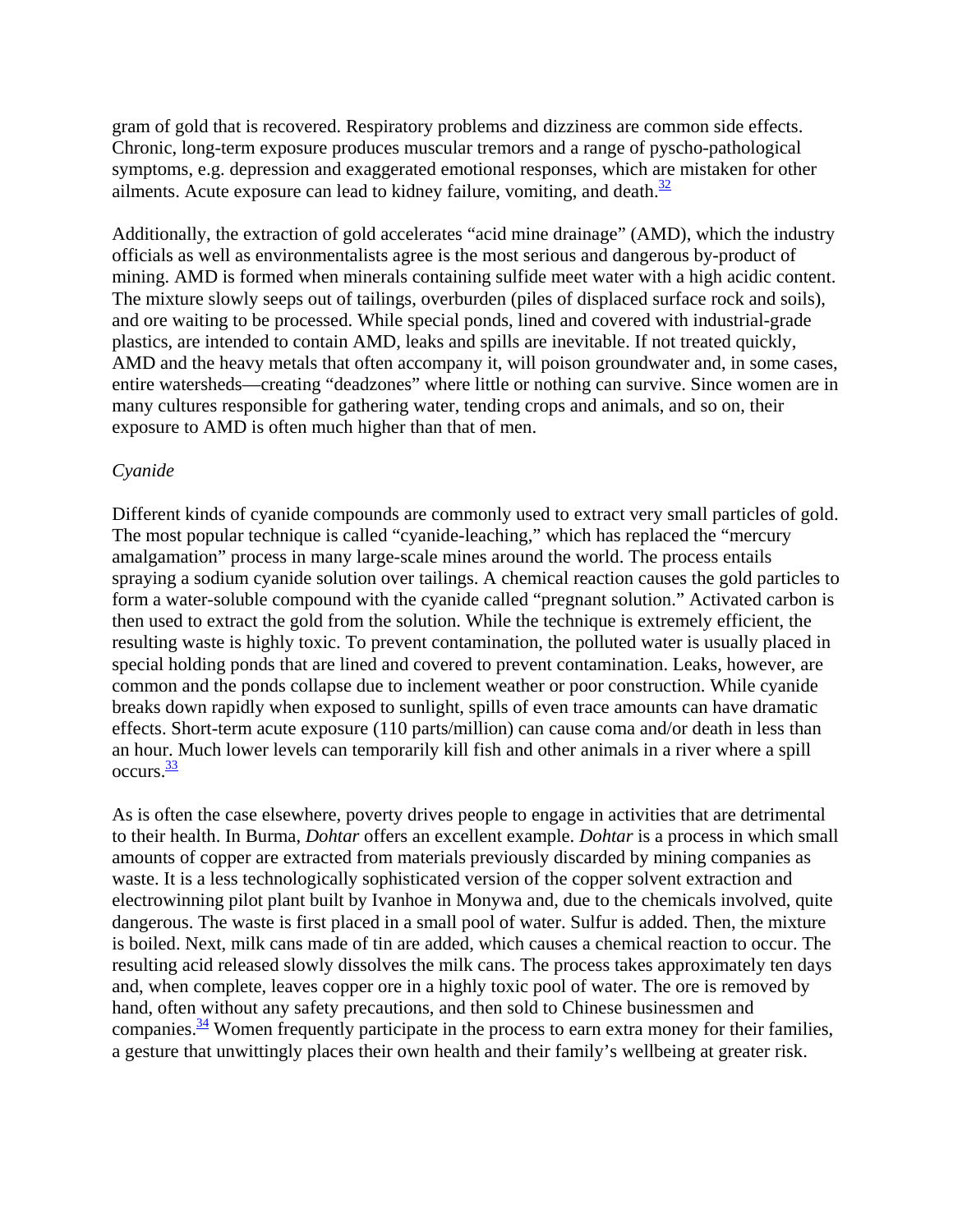gram of gold that is recovered. Respiratory problems and dizziness are common side effects. Chronic, long-term exposure produces muscular tremors and a range of pyscho-pathological symptoms, e.g. depression and exaggerated emotional responses, which are mistaken for other ailments. Acute exposure can lead to kidney failure, vomiting, and death.[32]

Additionally, the extraction of gold accelerates "acid mine drainage" (AMD), which the industry officials as well as environmentalists agree is the most serious and dangerous by-product of mining. AMD is formed when minerals containing sulfide meet water with a high acidic content. The mixture slowly seeps out of tailings, overburden (piles of displaced surface rock and soils), and ore waiting to be processed. While special ponds, lined and covered with industrial-grade plastics, are intended to contain AMD, leaks and spills are inevitable. If not treated quickly, AMD and the heavy metals that often accompany it, will poison groundwater and, in some cases, entire watersheds—creating "deadzones" where little or nothing can survive. Since women are in many cultures responsible for gathering water, tending crops and animals, and so on, their exposure to AMD is often much higher than that of men.

*Cyanide*

Different kinds of cyanide compounds are commonly used to extract very small particles of gold. The most popular technique is called "cyanide-leaching," which has replaced the "mercury amalgamation" process in many large-scale mines around the world. The process entails spraying a sodium cyanide solution over tailings. A chemical reaction causes the gold particles to form a water-soluble compound with the cyanide called "pregnant solution." Activated carbon is then used to extract the gold from the solution. While the technique is extremely efficient, the resulting waste is highly toxic. To prevent contamination, the polluted water is usually placed in special holding ponds that are lined and covered to prevent contamination. Leaks, however, are common and the ponds collapse due to inclement weather or poor construction. While cyanide breaks down rapidly when exposed to sunlight, spills of even trace amounts can have dramatic effects. Short-term acute exposure (110 parts/million) can cause coma and/or death in less than an hour. Much lower levels can temporarily kill fish and other animals in a river where a spill occurs.[33]

As is often the case elsewhere, poverty drives people to engage in activities that are detrimental to their health. In Burma, *Dohtar* offers an excellent example. *Dohtar* is a process in which small amounts of copper are extracted from materials previously discarded by mining companies as waste. It is a less technologically sophisticated version of the copper solvent extraction and electrowinning pilot plant built by Ivanhoe in Monywa and, due to the chemicals involved, quite dangerous. The waste is first placed in a small pool of water. Sulfur is added. Then, the mixture is boiled. Next, milk cans made of tin are added, which causes a chemical reaction to occur. The resulting acid released slowly dissolves the milk cans. The process takes approximately ten days and, when complete, leaves copper ore in a highly toxic pool of water. The ore is removed by hand, often without any safety precautions, and then sold to Chinese businessmen and companies.[34] Women frequently participate in the process to earn extra money for their families, a gesture that unwittingly places their own health and their family's wellbeing at greater risk.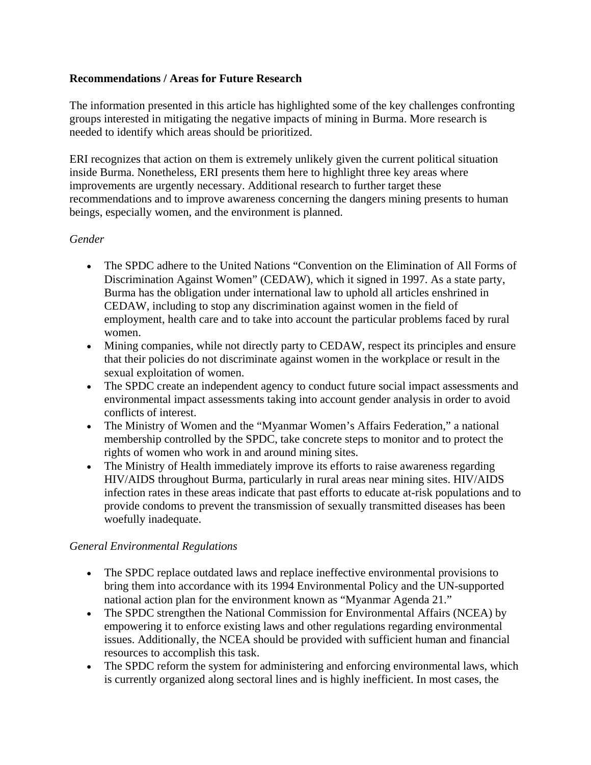**Recommendations / Areas for Future Research**

The information presented in this article has highlighted some of the key challenges confronting groups interested in mitigating the negative impacts of mining in Burma. More research is needed to identify which areas should be prioritized.

ERI recognizes that action on them is extremely unlikely given the current political situation inside Burma. Nonetheless, ERI presents them here to highlight three key areas where improvements are urgently necessary. Additional research to further target these recommendations and to improve awareness concerning the dangers mining presents to human beings, especially women, and the environment is planned.

*Gender*

- The SPDC adhere to the United Nations "Convention on the Elimination of All Forms of Discrimination Against Women" (CEDAW), which it signed in 1997. As a state party, Burma has the obligation under international law to uphold all articles enshrined in CEDAW, including to stop any discrimination against women in the field of employment, health care and to take into account the particular problems faced by rural women.
- Mining companies, while not directly party to CEDAW, respect its principles and ensure that their policies do not discriminate against women in the workplace or result in the sexual exploitation of women.
- The SPDC create an independent agency to conduct future social impact assessments and environmental impact assessments taking into account gender analysis in order to avoid conflicts of interest.
- The Ministry of Women and the "Myanmar Women's Affairs Federation," a national membership controlled by the SPDC, take concrete steps to monitor and to protect the rights of women who work in and around mining sites.
- The Ministry of Health immediately improve its efforts to raise awareness regarding HIV/AIDS throughout Burma, particularly in rural areas near mining sites. HIV/AIDS infection rates in these areas indicate that past efforts to educate at-risk populations and to provide condoms to prevent the transmission of sexually transmitted diseases has been woefully inadequate.

*General Environmental Regulations*

- The SPDC replace outdated laws and replace ineffective environmental provisions to bring them into accordance with its 1994 Environmental Policy and the UN-supported national action plan for the environment known as "Myanmar Agenda 21."
- The SPDC strengthen the National Commission for Environmental Affairs (NCEA) by empowering it to enforce existing laws and other regulations regarding environmental issues. Additionally, the NCEA should be provided with sufficient human and financial resources to accomplish this task.
- The SPDC reform the system for administering and enforcing environmental laws, which is currently organized along sectoral lines and is highly inefficient. In most cases, the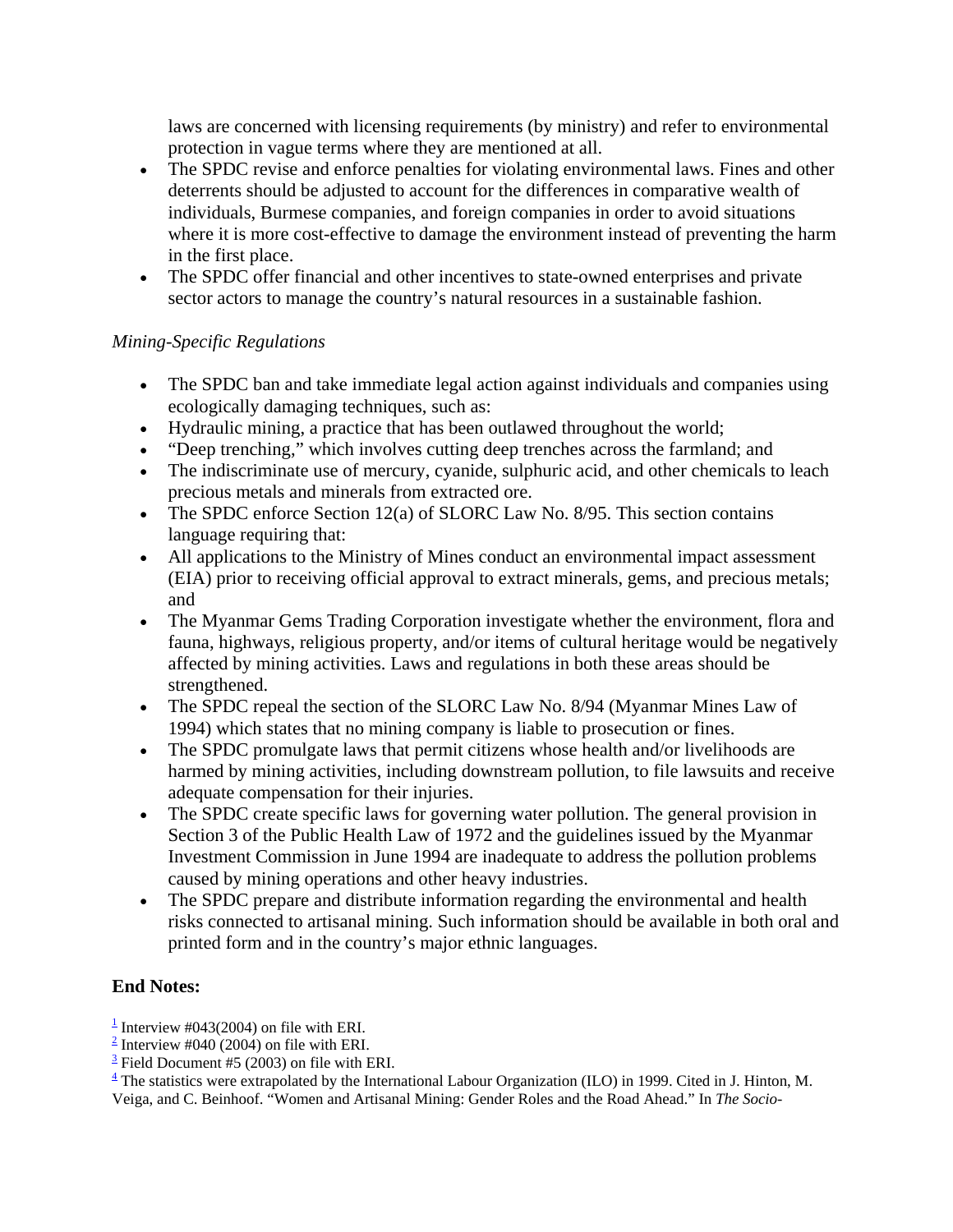laws are concerned with licensing requirements (by ministry) and refer to environmental protection in vague terms where they are mentioned at all.

- The SPDC revise and enforce penalties for violating environmental laws. Fines and other deterrents should be adjusted to account for the differences in comparative wealth of individuals, Burmese companies, and foreign companies in order to avoid situations where it is more cost-effective to damage the environment instead of preventing the harm in the first place.
- The SPDC offer financial and other incentives to state-owned enterprises and private sector actors to manage the country's natural resources in a sustainable fashion.

*Mining-Specific Regulations*

- The SPDC ban and take immediate legal action against individuals and companies using ecologically damaging techniques, such as:
- Hydraulic mining, a practice that has been outlawed throughout the world;
- "Deep trenching," which involves cutting deep trenches across the farmland; and
- The indiscriminate use of mercury, cyanide, sulphuric acid, and other chemicals to leach precious metals and minerals from extracted ore.
- The SPDC enforce Section 12(a) of SLORC Law No. 8/95. This section contains language requiring that:
- All applications to the Ministry of Mines conduct an environmental impact assessment (EIA) prior to receiving official approval to extract minerals, gems, and precious metals; and
- The Myanmar Gems Trading Corporation investigate whether the environment, flora and fauna, highways, religious property, and/or items of cultural heritage would be negatively affected by mining activities. Laws and regulations in both these areas should be strengthened.
- The SPDC repeal the section of the SLORC Law No. 8/94 (Myanmar Mines Law of 1994) which states that no mining company is liable to prosecution or fines.
- The SPDC promulgate laws that permit citizens whose health and/or livelihoods are harmed by mining activities, including downstream pollution, to file lawsuits and receive adequate compensation for their injuries.
- The SPDC create specific laws for governing water pollution. The general provision in Section 3 of the Public Health Law of 1972 and the guidelines issued by the Myanmar Investment Commission in June 1994 are inadequate to address the pollution problems caused by mining operations and other heavy industries.
- The SPDC prepare and distribute information regarding the environmental and health risks connected to artisanal mining. Such information should be available in both oral and printed form and in the country's major ethnic languages.

## End Notes:

[1] Interview #043(2004) on file with ERI.
[2] Interview #040 (2004) on file with ERI.
[3] Field Document #5 (2003) on file with ERI.
[4] The statistics were extrapolated by the International Labour Organization (ILO) in 1999. Cited in J. Hinton, M. Veiga, and C. Beinhoof. "Women and Artisanal Mining: Gender Roles and the Road Ahead." In *The Socio-*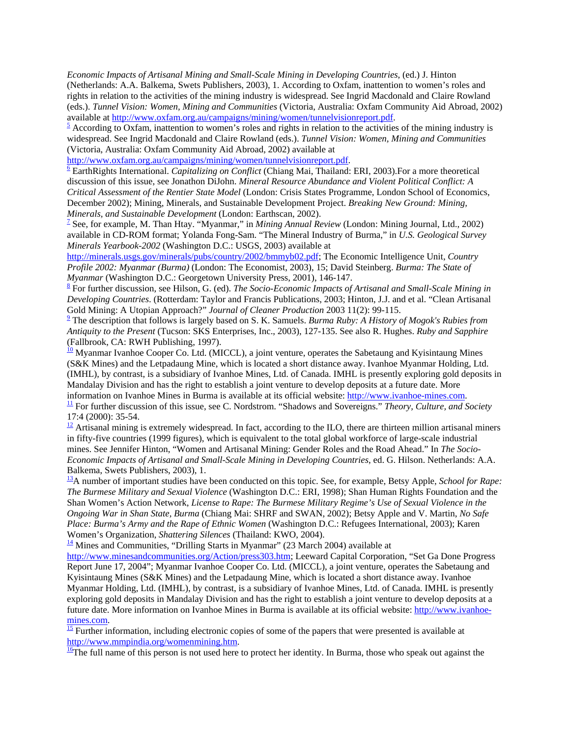*Economic Impacts of Artisanal Mining and Small-Scale Mining in Developing Countries*, (ed.) J. Hinton (Netherlands: A.A. Balkema, Swets Publishers, 2003), 1. According to Oxfam, inattention to women's roles and rights in relation to the activities of the mining industry is widespread. See Ingrid Macdonald and Claire Rowland (eds.). *Tunnel Vision: Women, Mining and Communities* (Victoria, Australia: Oxfam Community Aid Abroad, 2002) available at http://www.oxfam.org.au/campaigns/mining/women/tunnelvisionreport.pdf.

[5] According to Oxfam, inattention to women's roles and rights in relation to the activities of the mining industry is widespread. See Ingrid Macdonald and Claire Rowland (eds.). *Tunnel Vision: Women, Mining and Communities* (Victoria, Australia: Oxfam Community Aid Abroad, 2002) available at http://www.oxfam.org.au/campaigns/mining/women/tunnelvisionreport.pdf.

[6] EarthRights International. *Capitalizing on Conflict* (Chiang Mai, Thailand: ERI, 2003).For a more theoretical discussion of this issue, see Jonathon DiJohn. *Mineral Resource Abundance and Violent Political Conflict: A Critical Assessment of the Rentier State Model* (London: Crisis States Programme, London School of Economics, December 2002); Mining, Minerals, and Sustainable Development Project. *Breaking New Ground: Mining, Minerals, and Sustainable Development* (London: Earthscan, 2002).

[7] See, for example, M. Than Htay. "Myanmar," in *Mining Annual Review* (London: Mining Journal, Ltd., 2002) available in CD-ROM format; Yolanda Fong-Sam. "The Mineral Industry of Burma," in *U.S. Geological Survey Minerals Yearbook-2002* (Washington D.C.: USGS, 2003) available at http://minerals.usgs.gov/minerals/pubs/country/2002/bmmyb02.pdf; The Economic Intelligence Unit, *Country Profile 2002: Myanmar (Burma)* (London: The Economist, 2003), 15; David Steinberg. *Burma: The State of Myanmar* (Washington D.C.: Georgetown University Press, 2001), 146-147.

[8] For further discussion, see Hilson, G. (ed). *The Socio-Economic Impacts of Artisanal and Small-Scale Mining in Developing Countries*. (Rotterdam: Taylor and Francis Publications, 2003; Hinton, J.J. and et al. "Clean Artisanal Gold Mining: A Utopian Approach?" *Journal of Cleaner Production* 2003 11(2): 99-115.

[9] The description that follows is largely based on S. K. Samuels. *Burma Ruby: A History of Mogok's Rubies from Antiquity to the Present* (Tucson: SKS Enterprises, Inc., 2003), 127-135. See also R. Hughes. *Ruby and Sapphire* (Fallbrook, CA: RWH Publishing, 1997).

[10] Myanmar Ivanhoe Cooper Co. Ltd. (MICCL), a joint venture, operates the Sabetaung and Kyisintaung Mines (S&K Mines) and the Letpadaung Mine, which is located a short distance away. Ivanhoe Myanmar Holding, Ltd. (IMHL), by contrast, is a subsidiary of Ivanhoe Mines, Ltd. of Canada. IMHL is presently exploring gold deposits in Mandalay Division and has the right to establish a joint venture to develop deposits at a future date. More information on Ivanhoe Mines in Burma is available at its official website: http://www.ivanhoe-mines.com.

[11] For further discussion of this issue, see C. Nordstrom. "Shadows and Sovereigns." *Theory, Culture, and Society* 17:4 (2000): 35-54.

[12] Artisanal mining is extremely widespread. In fact, according to the ILO, there are thirteen million artisanal miners in fifty-five countries (1999 figures), which is equivalent to the total global workforce of large-scale industrial mines. See Jennifer Hinton, "Women and Artisanal Mining: Gender Roles and the Road Ahead." In *The Socio-Economic Impacts of Artisanal and Small-Scale Mining in Developing Countries*, ed. G. Hilson. Netherlands: A.A. Balkema, Swets Publishers, 2003), 1.

[13] A number of important studies have been conducted on this topic. See, for example, Betsy Apple, *School for Rape: The Burmese Military and Sexual Violence* (Washington D.C.: ERI, 1998); Shan Human Rights Foundation and the Shan Women's Action Network, *License to Rape: The Burmese Military Regime's Use of Sexual Violence in the Ongoing War in Shan State, Burma* (Chiang Mai: SHRF and SWAN, 2002); Betsy Apple and V. Martin, *No Safe Place: Burma's Army and the Rape of Ethnic Women* (Washington D.C.: Refugees International, 2003); Karen Women's Organization, *Shattering Silences* (Thailand: KWO, 2004).

[14] Mines and Communities, "Drilling Starts in Myanmar" (23 March 2004) available at http://www.minesandcommunities.org/Action/press303.htm; Leeward Capital Corporation, "Set Ga Done Progress Report June 17, 2004"; Myanmar Ivanhoe Cooper Co. Ltd. (MICCL), a joint venture, operates the Sabetaung and Kyisintaung Mines (S&K Mines) and the Letpadaung Mine, which is located a short distance away. Ivanhoe Myanmar Holding, Ltd. (IMHL), by contrast, is a subsidiary of Ivanhoe Mines, Ltd. of Canada. IMHL is presently exploring gold deposits in Mandalay Division and has the right to establish a joint venture to develop deposits at a future date. More information on Ivanhoe Mines in Burma is available at its official website: http://www.ivanhoe-mines.com.

[15] Further information, including electronic copies of some of the papers that were presented is available at http://www.mmpindia.org/womenmining.htm.

[16] The full name of this person is not used here to protect her identity. In Burma, those who speak out against the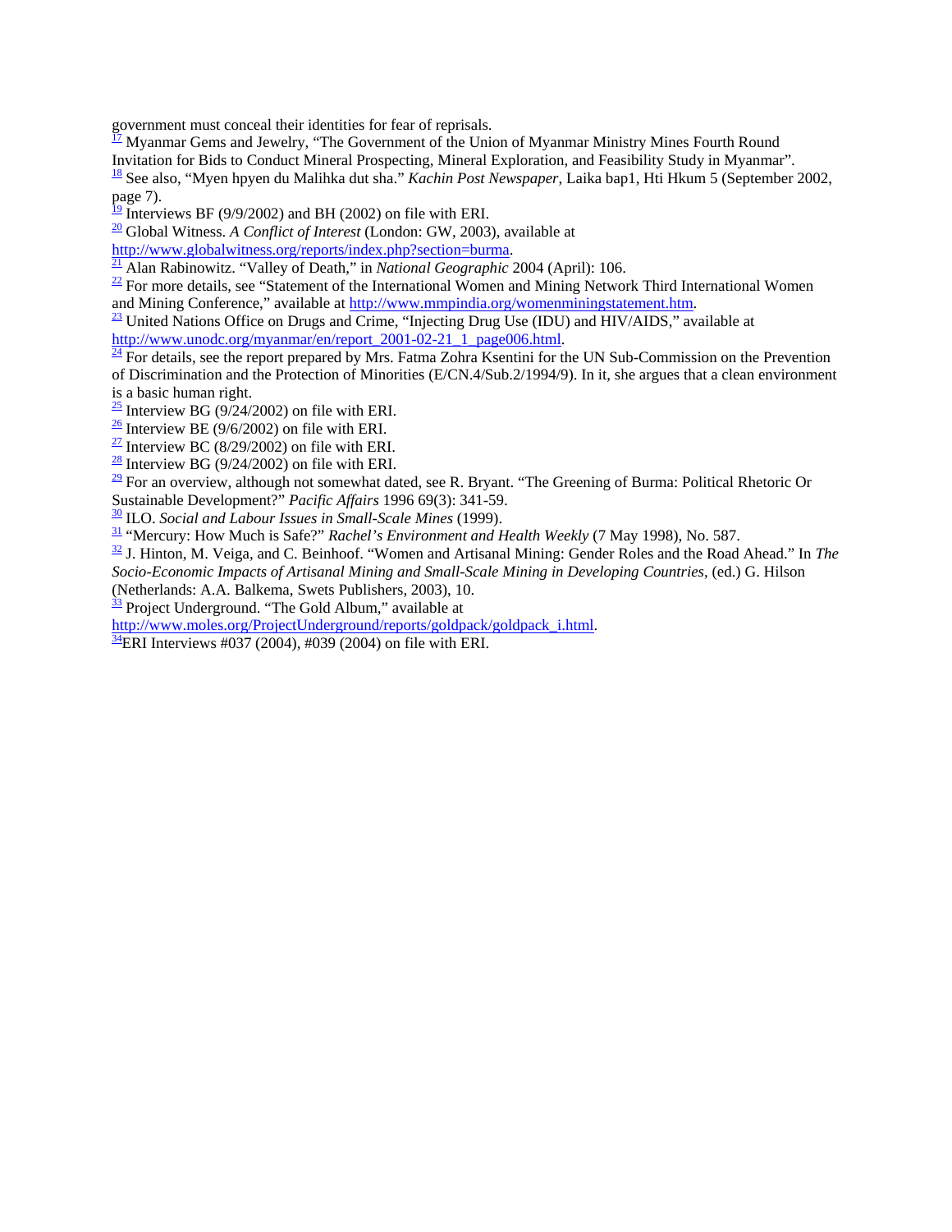government must conceal their identities for fear of reprisals.

[17] Myanmar Gems and Jewelry, "The Government of the Union of Myanmar Ministry Mines Fourth Round Invitation for Bids to Conduct Mineral Prospecting, Mineral Exploration, and Feasibility Study in Myanmar".

[18] See also, "Myen hpyen du Malihka dut sha." *Kachin Post Newspaper*, Laika bap1, Hti Hkum 5 (September 2002, page 7).

[19] Interviews BF (9/9/2002) and BH (2002) on file with ERI.

[20] Global Witness. *A Conflict of Interest* (London: GW, 2003), available at http://www.globalwitness.org/reports/index.php?section=burma.

[21] Alan Rabinowitz. "Valley of Death," in *National Geographic* 2004 (April): 106.

[22] For more details, see "Statement of the International Women and Mining Network Third International Women and Mining Conference," available at http://www.mmpindia.org/womenminingstatement.htm.

[23] United Nations Office on Drugs and Crime, "Injecting Drug Use (IDU) and HIV/AIDS," available at http://www.unodc.org/myanmar/en/report_2001-02-21_1_page006.html.

[24] For details, see the report prepared by Mrs. Fatma Zohra Ksentini for the UN Sub-Commission on the Prevention of Discrimination and the Protection of Minorities (E/CN.4/Sub.2/1994/9). In it, she argues that a clean environment is a basic human right.

[25] Interview BG (9/24/2002) on file with ERI.

[26] Interview BE (9/6/2002) on file with ERI.

[27] Interview BC (8/29/2002) on file with ERI.

[28] Interview BG (9/24/2002) on file with ERI.

[29] For an overview, although not somewhat dated, see R. Bryant. "The Greening of Burma: Political Rhetoric Or Sustainable Development?" *Pacific Affairs* 1996 69(3): 341-59.

[30] ILO. *Social and Labour Issues in Small-Scale Mines* (1999).

[31] "Mercury: How Much is Safe?" *Rachel's Environment and Health Weekly* (7 May 1998), No. 587.

[32] J. Hinton, M. Veiga, and C. Beinhoof. "Women and Artisanal Mining: Gender Roles and the Road Ahead." In *The Socio-Economic Impacts of Artisanal Mining and Small-Scale Mining in Developing Countries*, (ed.) G. Hilson (Netherlands: A.A. Balkema, Swets Publishers, 2003), 10.

[33] Project Underground. "The Gold Album," available at http://www.moles.org/ProjectUnderground/reports/goldpack/goldpack_i.html.

[34] ERI Interviews #037 (2004), #039 (2004) on file with ERI.